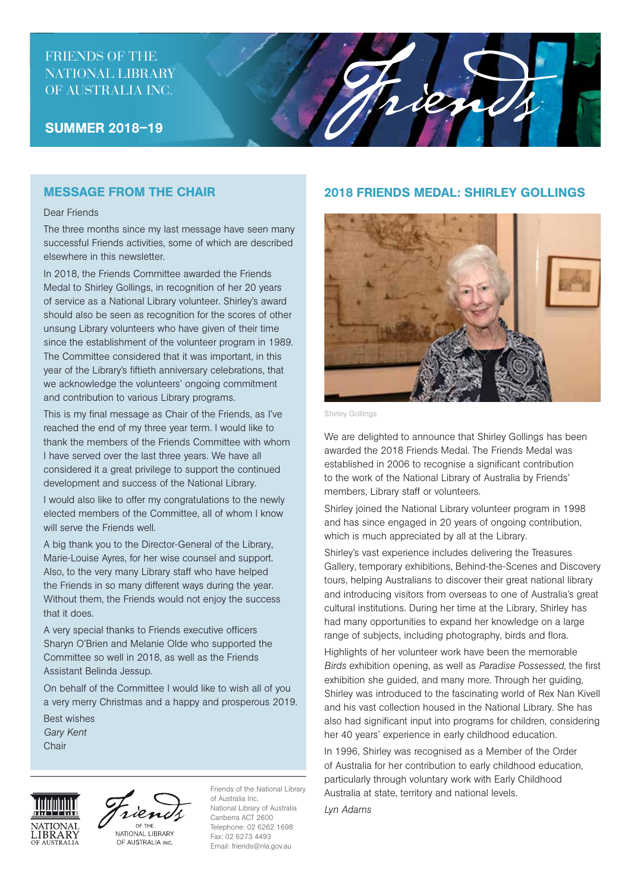FRIENDS OF THE NATIONAL LIBRARY OF AUSTRALIA INC.

**SUMMER 2018–19**

## MESSAGE FROM THE CHAIR

Dear Friends

The three months since my last message have seen many successful Friends activities, some of which are described elsewhere in this newsletter.

In 2018, the Friends Committee awarded the Friends Medal to Shirley Gollings, in recognition of her 20 years of service as a National Library volunteer. Shirley's award should also be seen as recognition for the scores of other unsung Library volunteers who have given of their time since the establishment of the volunteer program in 1989. The Committee considered that it was important, in this year of the Library's fiftieth anniversary celebrations, that we acknowledge the volunteers' ongoing commitment and contribution to various Library programs.

This is my final message as Chair of the Friends, as I've reached the end of my three year term. I would like to thank the members of the Friends Committee with whom I have served over the last three years. We have all considered it a great privilege to support the continued development and success of the National Library.

I would also like to offer my congratulations to the newly elected members of the Committee, all of whom I know will serve the Friends well.

A big thank you to the Director-General of the Library, Marie-Louise Ayres, for her wise counsel and support. Also, to the very many Library staff who have helped the Friends in so many different ways during the year. Without them, the Friends would not enjoy the success that it does.

A very special thanks to Friends executive officers Sharyn O'Brien and Melanie Olde who supported the Committee so well in 2018, as well as the Friends Assistant Belinda Jessup.

On behalf of the Committee I would like to wish all of you a very merry Christmas and a happy and prosperous 2019.

Best wishes
*Gary Kent*
Chair

## 2018 FRIENDS MEDAL: SHIRLEY GOLLINGS

Shirley Gollings

We are delighted to announce that Shirley Gollings has been awarded the 2018 Friends Medal. The Friends Medal was established in 2006 to recognise a significant contribution to the work of the National Library of Australia by Friends' members, Library staff or volunteers.

Shirley joined the National Library volunteer program in 1998 and has since engaged in 20 years of ongoing contribution, which is much appreciated by all at the Library.

Shirley's vast experience includes delivering the Treasures Gallery, temporary exhibitions, Behind-the-Scenes and Discovery tours, helping Australians to discover their great national library and introducing visitors from overseas to one of Australia's great cultural institutions. During her time at the Library, Shirley has had many opportunities to expand her knowledge on a large range of subjects, including photography, birds and flora.

Highlights of her volunteer work have been the memorable *Birds* exhibition opening, as well as *Paradise Possessed*, the first exhibition she guided, and many more. Through her guiding, Shirley was introduced to the fascinating world of Rex Nan Kivell and his vast collection housed in the National Library. She has also had significant input into programs for children, considering her 40 years' experience in early childhood education.

In 1996, Shirley was recognised as a Member of the Order of Australia for her contribution to early childhood education, particularly through voluntary work with Early Childhood Australia at state, territory and national levels.

*Lyn Adams*

Friends of the National Library of Australia Inc.
National Library of Australia
Canberra ACT 2600
Telephone: 02 6262 1698
Fax: 02 6273 4493
Email: friends@nla.gov.au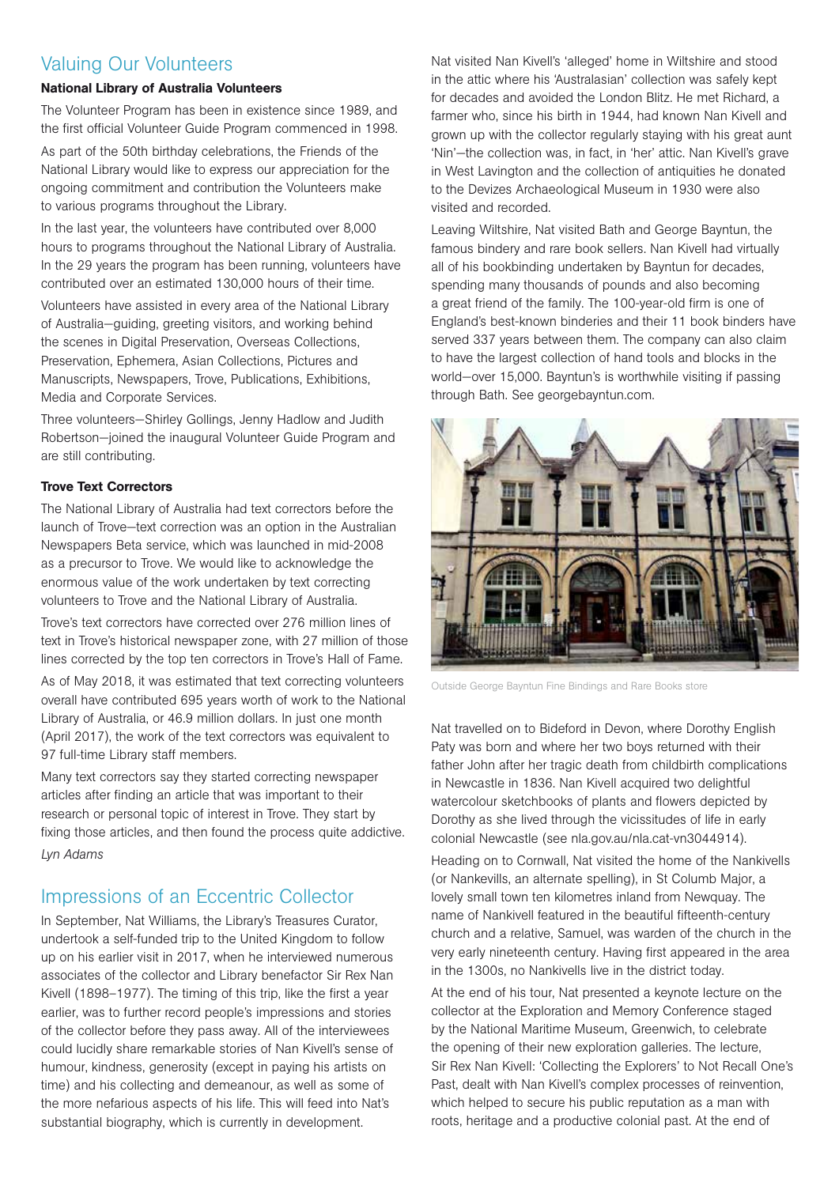## Valuing Our Volunteers

**National Library of Australia Volunteers**

The Volunteer Program has been in existence since 1989, and the first official Volunteer Guide Program commenced in 1998.

As part of the 50th birthday celebrations, the Friends of the National Library would like to express our appreciation for the ongoing commitment and contribution the Volunteers make to various programs throughout the Library.

In the last year, the volunteers have contributed over 8,000 hours to programs throughout the National Library of Australia. In the 29 years the program has been running, volunteers have contributed over an estimated 130,000 hours of their time.

Volunteers have assisted in every area of the National Library of Australia—guiding, greeting visitors, and working behind the scenes in Digital Preservation, Overseas Collections, Preservation, Ephemera, Asian Collections, Pictures and Manuscripts, Newspapers, Trove, Publications, Exhibitions, Media and Corporate Services.

Three volunteers—Shirley Gollings, Jenny Hadlow and Judith Robertson—joined the inaugural Volunteer Guide Program and are still contributing.

**Trove Text Correctors**

The National Library of Australia had text correctors before the launch of Trove—text correction was an option in the Australian Newspapers Beta service, which was launched in mid-2008 as a precursor to Trove. We would like to acknowledge the enormous value of the work undertaken by text correcting volunteers to Trove and the National Library of Australia.

Trove's text correctors have corrected over 276 million lines of text in Trove's historical newspaper zone, with 27 million of those lines corrected by the top ten correctors in Trove's Hall of Fame.

As of May 2018, it was estimated that text correcting volunteers overall have contributed 695 years worth of work to the National Library of Australia, or 46.9 million dollars. In just one month (April 2017), the work of the text correctors was equivalent to 97 full-time Library staff members.

Many text correctors say they started correcting newspaper articles after finding an article that was important to their research or personal topic of interest in Trove. They start by fixing those articles, and then found the process quite addictive.

*Lyn Adams*

## Impressions of an Eccentric Collector

In September, Nat Williams, the Library's Treasures Curator, undertook a self-funded trip to the United Kingdom to follow up on his earlier visit in 2017, when he interviewed numerous associates of the collector and Library benefactor Sir Rex Nan Kivell (1898–1977). The timing of this trip, like the first a year earlier, was to further record people's impressions and stories of the collector before they pass away. All of the interviewees could lucidly share remarkable stories of Nan Kivell's sense of humour, kindness, generosity (except in paying his artists on time) and his collecting and demeanour, as well as some of the more nefarious aspects of his life. This will feed into Nat's substantial biography, which is currently in development.

Nat visited Nan Kivell's 'alleged' home in Wiltshire and stood in the attic where his 'Australasian' collection was safely kept for decades and avoided the London Blitz. He met Richard, a farmer who, since his birth in 1944, had known Nan Kivell and grown up with the collector regularly staying with his great aunt 'Nin'—the collection was, in fact, in 'her' attic. Nan Kivell's grave in West Lavington and the collection of antiquities he donated to the Devizes Archaeological Museum in 1930 were also visited and recorded.

Leaving Wiltshire, Nat visited Bath and George Bayntun, the famous bindery and rare book sellers. Nan Kivell had virtually all of his bookbinding undertaken by Bayntun for decades, spending many thousands of pounds and also becoming a great friend of the family. The 100-year-old firm is one of England's best-known binderies and their 11 book binders have served 337 years between them. The company can also claim to have the largest collection of hand tools and blocks in the world—over 15,000. Bayntun's is worthwhile visiting if passing through Bath. See georgebayntun.com.

Outside George Bayntun Fine Bindings and Rare Books store

Nat travelled on to Bideford in Devon, where Dorothy English Paty was born and where her two boys returned with their father John after her tragic death from childbirth complications in Newcastle in 1836. Nan Kivell acquired two delightful watercolour sketchbooks of plants and flowers depicted by Dorothy as she lived through the vicissitudes of life in early colonial Newcastle (see nla.gov.au/nla.cat-vn3044914).

Heading on to Cornwall, Nat visited the home of the Nankivells (or Nankevills, an alternate spelling), in St Columb Major, a lovely small town ten kilometres inland from Newquay. The name of Nankivell featured in the beautiful fifteenth-century church and a relative, Samuel, was warden of the church in the very early nineteenth century. Having first appeared in the area in the 1300s, no Nankivells live in the district today.

At the end of his tour, Nat presented a keynote lecture on the collector at the Exploration and Memory Conference staged by the National Maritime Museum, Greenwich, to celebrate the opening of their new exploration galleries. The lecture, Sir Rex Nan Kivell: 'Collecting the Explorers' to Not Recall One's Past, dealt with Nan Kivell's complex processes of reinvention, which helped to secure his public reputation as a man with roots, heritage and a productive colonial past. At the end of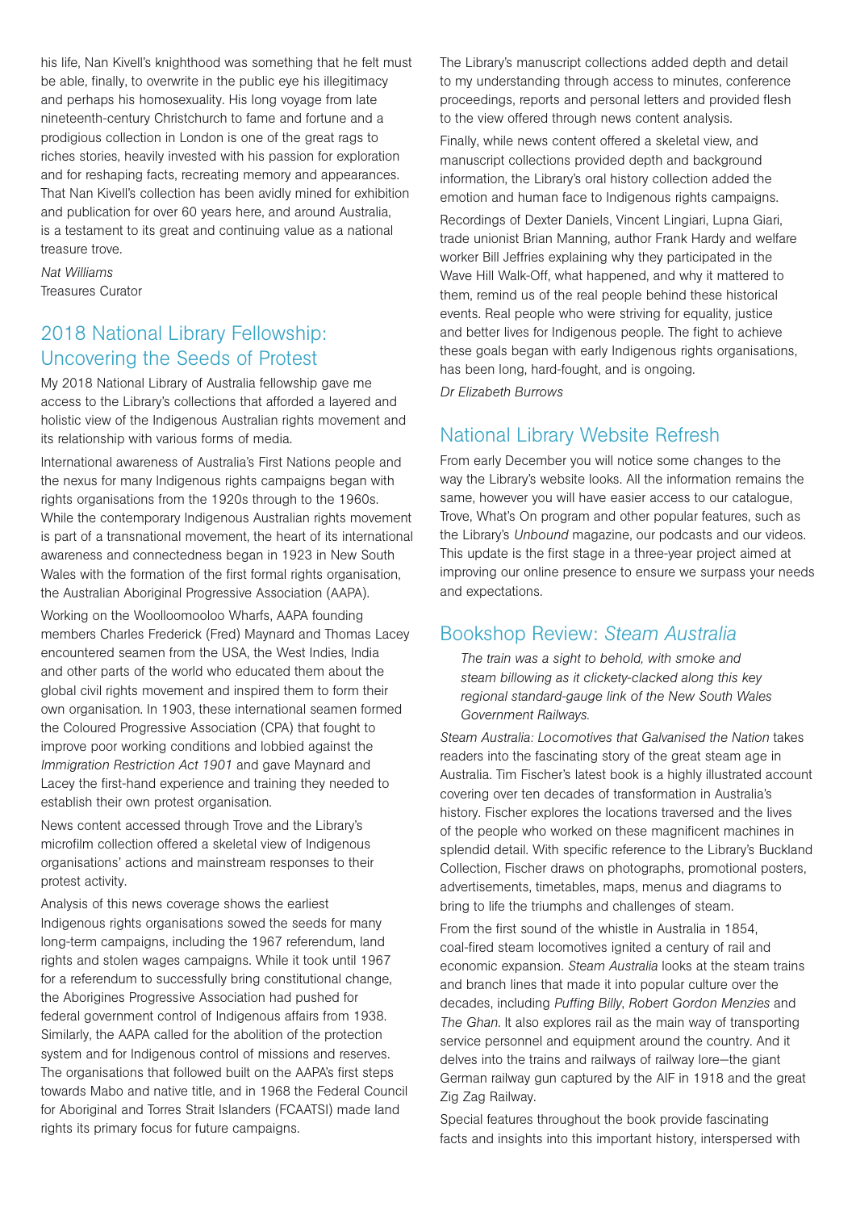his life, Nan Kivell's knighthood was something that he felt must be able, finally, to overwrite in the public eye his illegitimacy and perhaps his homosexuality. His long voyage from late nineteenth-century Christchurch to fame and fortune and a prodigious collection in London is one of the great rags to riches stories, heavily invested with his passion for exploration and for reshaping facts, recreating memory and appearances. That Nan Kivell's collection has been avidly mined for exhibition and publication for over 60 years here, and around Australia, is a testament to its great and continuing value as a national treasure trove.

*Nat Williams*
Treasures Curator

## 2018 National Library Fellowship: Uncovering the Seeds of Protest

My 2018 National Library of Australia fellowship gave me access to the Library's collections that afforded a layered and holistic view of the Indigenous Australian rights movement and its relationship with various forms of media.

International awareness of Australia's First Nations people and the nexus for many Indigenous rights campaigns began with rights organisations from the 1920s through to the 1960s. While the contemporary Indigenous Australian rights movement is part of a transnational movement, the heart of its international awareness and connectedness began in 1923 in New South Wales with the formation of the first formal rights organisation, the Australian Aboriginal Progressive Association (AAPA).

Working on the Woolloomooloo Wharfs, AAPA founding members Charles Frederick (Fred) Maynard and Thomas Lacey encountered seamen from the USA, the West Indies, India and other parts of the world who educated them about the global civil rights movement and inspired them to form their own organisation. In 1903, these international seamen formed the Coloured Progressive Association (CPA) that fought to improve poor working conditions and lobbied against the *Immigration Restriction Act 1901* and gave Maynard and Lacey the first-hand experience and training they needed to establish their own protest organisation.

News content accessed through Trove and the Library's microfilm collection offered a skeletal view of Indigenous organisations' actions and mainstream responses to their protest activity.

Analysis of this news coverage shows the earliest Indigenous rights organisations sowed the seeds for many long-term campaigns, including the 1967 referendum, land rights and stolen wages campaigns. While it took until 1967 for a referendum to successfully bring constitutional change, the Aborigines Progressive Association had pushed for federal government control of Indigenous affairs from 1938. Similarly, the AAPA called for the abolition of the protection system and for Indigenous control of missions and reserves. The organisations that followed built on the AAPA's first steps towards Mabo and native title, and in 1968 the Federal Council for Aboriginal and Torres Strait Islanders (FCAATSI) made land rights its primary focus for future campaigns.

The Library's manuscript collections added depth and detail to my understanding through access to minutes, conference proceedings, reports and personal letters and provided flesh to the view offered through news content analysis.

Finally, while news content offered a skeletal view, and manuscript collections provided depth and background information, the Library's oral history collection added the emotion and human face to Indigenous rights campaigns.

Recordings of Dexter Daniels, Vincent Lingiari, Lupna Giari, trade unionist Brian Manning, author Frank Hardy and welfare worker Bill Jeffries explaining why they participated in the Wave Hill Walk-Off, what happened, and why it mattered to them, remind us of the real people behind these historical events. Real people who were striving for equality, justice and better lives for Indigenous people. The fight to achieve these goals began with early Indigenous rights organisations, has been long, hard-fought, and is ongoing.

*Dr Elizabeth Burrows*

## National Library Website Refresh

From early December you will notice some changes to the way the Library's website looks. All the information remains the same, however you will have easier access to our catalogue, Trove, What's On program and other popular features, such as the Library's *Unbound* magazine, our podcasts and our videos. This update is the first stage in a three-year project aimed at improving our online presence to ensure we surpass your needs and expectations.

## Bookshop Review: *Steam Australia*

> *The train was a sight to behold, with smoke and steam billowing as it clickety-clacked along this key regional standard-gauge link of the New South Wales Government Railways.*

*Steam Australia: Locomotives that Galvanised the Nation* takes readers into the fascinating story of the great steam age in Australia. Tim Fischer's latest book is a highly illustrated account covering over ten decades of transformation in Australia's history. Fischer explores the locations traversed and the lives of the people who worked on these magnificent machines in splendid detail. With specific reference to the Library's Buckland Collection, Fischer draws on photographs, promotional posters, advertisements, timetables, maps, menus and diagrams to bring to life the triumphs and challenges of steam.

From the first sound of the whistle in Australia in 1854, coal-fired steam locomotives ignited a century of rail and economic expansion. *Steam Australia* looks at the steam trains and branch lines that made it into popular culture over the decades, including *Puffing Billy*, *Robert Gordon Menzies* and *The Ghan*. It also explores rail as the main way of transporting service personnel and equipment around the country. And it delves into the trains and railways of railway lore—the giant German railway gun captured by the AIF in 1918 and the great Zig Zag Railway.

Special features throughout the book provide fascinating facts and insights into this important history, interspersed with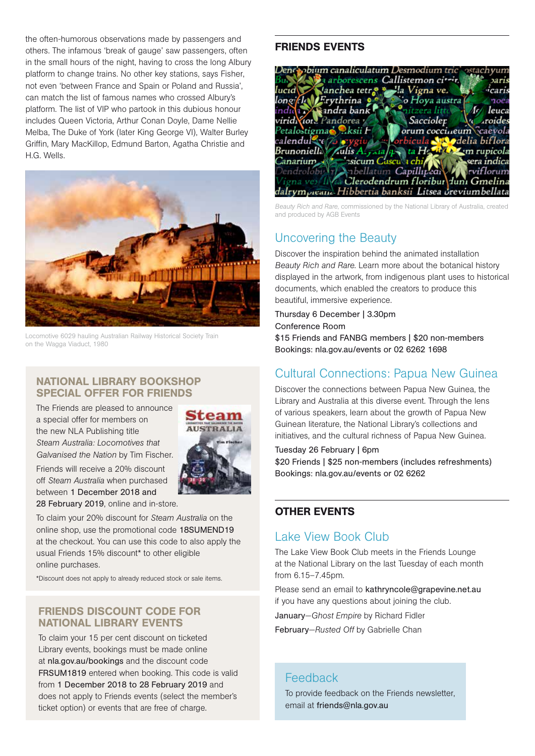the often-humorous observations made by passengers and others. The infamous 'break of gauge' saw passengers, often in the small hours of the night, having to cross the long Albury platform to change trains. No other key stations, says Fisher, not even 'between France and Spain or Poland and Russia', can match the list of famous names who crossed Albury's platform. The list of VIP who partook in this dubious honour includes Queen Victoria, Arthur Conan Doyle, Dame Nellie Melba, The Duke of York (later King George VI), Walter Burley Griffin, Mary MacKillop, Edmund Barton, Agatha Christie and H.G. Wells.

Locomotive 6029 hauling Australian Railway Historical Society Train on the Wagga Viaduct, 1980

## NATIONAL LIBRARY BOOKSHOP SPECIAL OFFER FOR FRIENDS

The Friends are pleased to announce a special offer for members on the new NLA Publishing title *Steam Australia: Locomotives that Galvanised the Nation* by Tim Fischer.

Friends will receive a 20% discount off *Steam Australia* when purchased between 1 December 2018 and 28 February 2019, online and in-store.

To claim your 20% discount for *Steam Australia* on the online shop, use the promotional code 18SUMEND19 at the checkout. You can use this code to also apply the usual Friends 15% discount* to other eligible online purchases.

*Discount does not apply to already reduced stock or sale items.

## FRIENDS DISCOUNT CODE FOR NATIONAL LIBRARY EVENTS

To claim your 15 per cent discount on ticketed Library events, bookings must be made online at nla.gov.au/bookings and the discount code FRSUM1819 entered when booking. This code is valid from 1 December 2018 to 28 February 2019 and does not apply to Friends events (select the member's ticket option) or events that are free of charge.

## FRIENDS EVENTS

*Beauty Rich and Rare*, commissioned by the National Library of Australia, created and produced by AGB Events

### Uncovering the Beauty

Discover the inspiration behind the animated installation *Beauty Rich and Rare*. Learn more about the botanical history displayed in the artwork, from indigenous plant uses to historical documents, which enabled the creators to produce this beautiful, immersive experience.

Thursday 6 December | 3.30pm
Conference Room
$15 Friends and FANBG members | $20 non-members
Bookings: nla.gov.au/events or 02 6262 1698

### Cultural Connections: Papua New Guinea

Discover the connections between Papua New Guinea, the Library and Australia at this diverse event. Through the lens of various speakers, learn about the growth of Papua New Guinean literature, the National Library's collections and initiatives, and the cultural richness of Papua New Guinea.

Tuesday 26 February | 6pm
$20 Friends | $25 non-members (includes refreshments)
Bookings: nla.gov.au/events or 02 6262

## OTHER EVENTS

### Lake View Book Club

The Lake View Book Club meets in the Friends Lounge at the National Library on the last Tuesday of each month from 6.15–7.45pm.

Please send an email to kathryncoole@grapevine.net.au if you have any questions about joining the club.

January—*Ghost Empire* by Richard Fidler

February—*Rusted Off* by Gabrielle Chan

### Feedback

To provide feedback on the Friends newsletter, email at friends@nla.gov.au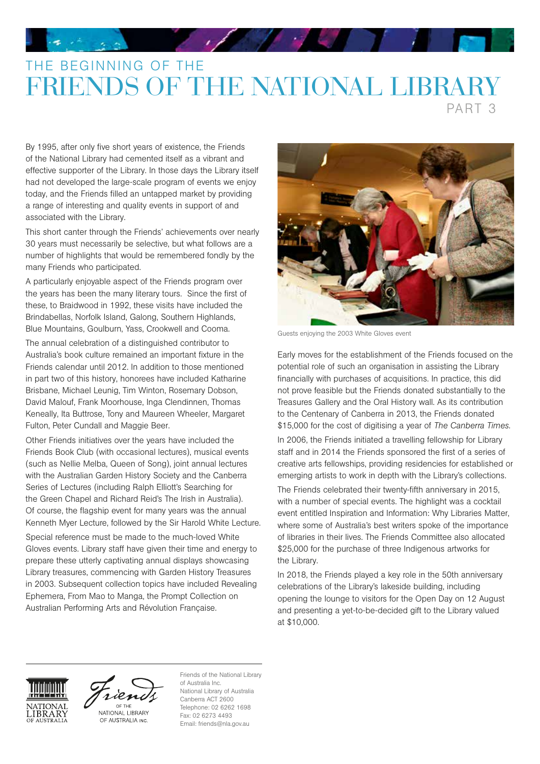# THE BEGINNING OF THE FRIENDS OF THE NATIONAL LIBRARY

## PART 3

By 1995, after only five short years of existence, the Friends of the National Library had cemented itself as a vibrant and effective supporter of the Library. In those days the Library itself had not developed the large-scale program of events we enjoy today, and the Friends filled an untapped market by providing a range of interesting and quality events in support of and associated with the Library.

This short canter through the Friends' achievements over nearly 30 years must necessarily be selective, but what follows are a number of highlights that would be remembered fondly by the many Friends who participated.

A particularly enjoyable aspect of the Friends program over the years has been the many literary tours. Since the first of these, to Braidwood in 1992, these visits have included the Brindabellas, Norfolk Island, Galong, Southern Highlands, Blue Mountains, Goulburn, Yass, Crookwell and Cooma.

The annual celebration of a distinguished contributor to Australia's book culture remained an important fixture in the Friends calendar until 2012. In addition to those mentioned in part two of this history, honorees have included Katharine Brisbane, Michael Leunig, Tim Winton, Rosemary Dobson, David Malouf, Frank Moorhouse, Inga Clendinnen, Thomas Keneally, Ita Buttrose, Tony and Maureen Wheeler, Margaret Fulton, Peter Cundall and Maggie Beer.

Other Friends initiatives over the years have included the Friends Book Club (with occasional lectures), musical events (such as Nellie Melba, Queen of Song), joint annual lectures with the Australian Garden History Society and the Canberra Series of Lectures (including Ralph Elliott's Searching for the Green Chapel and Richard Reid's The Irish in Australia). Of course, the flagship event for many years was the annual Kenneth Myer Lecture, followed by the Sir Harold White Lecture.

Special reference must be made to the much-loved White Gloves events. Library staff have given their time and energy to prepare these utterly captivating annual displays showcasing Library treasures, commencing with Garden History Treasures in 2003. Subsequent collection topics have included Revealing Ephemera, From Mao to Manga, the Prompt Collection on Australian Performing Arts and Révolution Française.

Guests enjoying the 2003 White Gloves event

Early moves for the establishment of the Friends focused on the potential role of such an organisation in assisting the Library financially with purchases of acquisitions. In practice, this did not prove feasible but the Friends donated substantially to the Treasures Gallery and the Oral History wall. As its contribution to the Centenary of Canberra in 2013, the Friends donated $15,000 for the cost of digitising a year of *The Canberra Times*.

In 2006, the Friends initiated a travelling fellowship for Library staff and in 2014 the Friends sponsored the first of a series of creative arts fellowships, providing residencies for established or emerging artists to work in depth with the Library's collections.

The Friends celebrated their twenty-fifth anniversary in 2015, with a number of special events. The highlight was a cocktail event entitled Inspiration and Information: Why Libraries Matter, where some of Australia's best writers spoke of the importance of libraries in their lives. The Friends Committee also allocated $25,000 for the purchase of three Indigenous artworks for the Library.

In 2018, the Friends played a key role in the 50th anniversary celebrations of the Library's lakeside building, including opening the lounge to visitors for the Open Day on 12 August and presenting a yet-to-be-decided gift to the Library valued at $10,000.

Friends of the National Library of Australia Inc.
National Library of Australia
Canberra ACT 2600
Telephone: 02 6262 1698
Fax: 02 6273 4493
Email: friends@nla.gov.au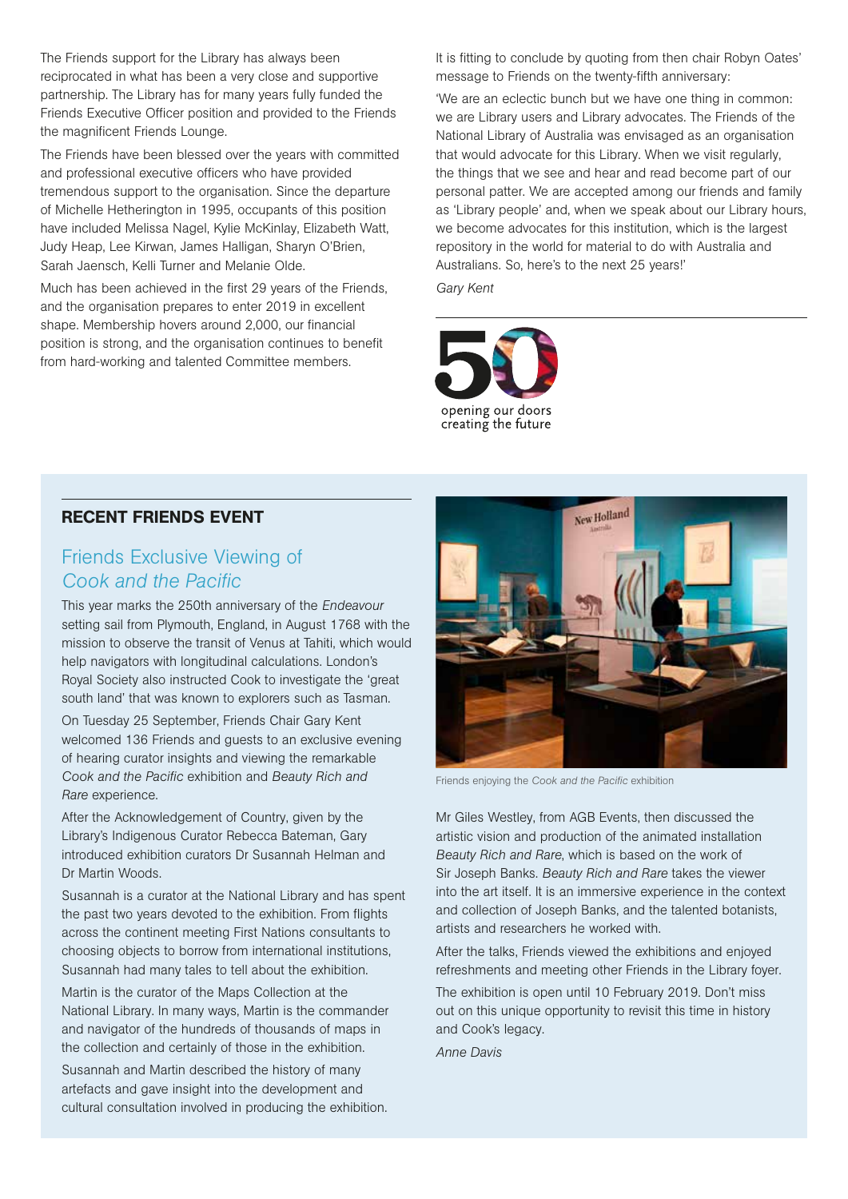The Friends support for the Library has always been reciprocated in what has been a very close and supportive partnership. The Library has for many years fully funded the Friends Executive Officer position and provided to the Friends the magnificent Friends Lounge.

The Friends have been blessed over the years with committed and professional executive officers who have provided tremendous support to the organisation. Since the departure of Michelle Hetherington in 1995, occupants of this position have included Melissa Nagel, Kylie McKinlay, Elizabeth Watt, Judy Heap, Lee Kirwan, James Halligan, Sharyn O'Brien, Sarah Jaensch, Kelli Turner and Melanie Olde.

Much has been achieved in the first 29 years of the Friends, and the organisation prepares to enter 2019 in excellent shape. Membership hovers around 2,000, our financial position is strong, and the organisation continues to benefit from hard-working and talented Committee members.

It is fitting to conclude by quoting from then chair Robyn Oates' message to Friends on the twenty-fifth anniversary:

'We are an eclectic bunch but we have one thing in common: we are Library users and Library advocates. The Friends of the National Library of Australia was envisaged as an organisation that would advocate for this Library. When we visit regularly, the things that we see and hear and read become part of our personal patter. We are accepted among our friends and family as 'Library people' and, when we speak about our Library hours, we become advocates for this institution, which is the largest repository in the world for material to do with Australia and Australians. So, here's to the next 25 years!'

*Gary Kent*

50
opening our doors
creating the future

## RECENT FRIENDS EVENT

### Friends Exclusive Viewing of *Cook and the Pacific*

This year marks the 250th anniversary of the *Endeavour* setting sail from Plymouth, England, in August 1768 with the mission to observe the transit of Venus at Tahiti, which would help navigators with longitudinal calculations. London's Royal Society also instructed Cook to investigate the 'great south land' that was known to explorers such as Tasman.

On Tuesday 25 September, Friends Chair Gary Kent welcomed 136 Friends and guests to an exclusive evening of hearing curator insights and viewing the remarkable *Cook and the Pacific* exhibition and *Beauty Rich and Rare* experience.

After the Acknowledgement of Country, given by the Library's Indigenous Curator Rebecca Bateman, Gary introduced exhibition curators Dr Susannah Helman and Dr Martin Woods.

Susannah is a curator at the National Library and has spent the past two years devoted to the exhibition. From flights across the continent meeting First Nations consultants to choosing objects to borrow from international institutions, Susannah had many tales to tell about the exhibition.

Martin is the curator of the Maps Collection at the National Library. In many ways, Martin is the commander and navigator of the hundreds of thousands of maps in the collection and certainly of those in the exhibition.

Susannah and Martin described the history of many artefacts and gave insight into the development and cultural consultation involved in producing the exhibition.

Friends enjoying the *Cook and the Pacific* exhibition

Mr Giles Westley, from AGB Events, then discussed the artistic vision and production of the animated installation *Beauty Rich and Rare*, which is based on the work of Sir Joseph Banks. *Beauty Rich and Rare* takes the viewer into the art itself. It is an immersive experience in the context and collection of Joseph Banks, and the talented botanists, artists and researchers he worked with.

After the talks, Friends viewed the exhibitions and enjoyed refreshments and meeting other Friends in the Library foyer.

The exhibition is open until 10 February 2019. Don't miss out on this unique opportunity to revisit this time in history and Cook's legacy.

*Anne Davis*